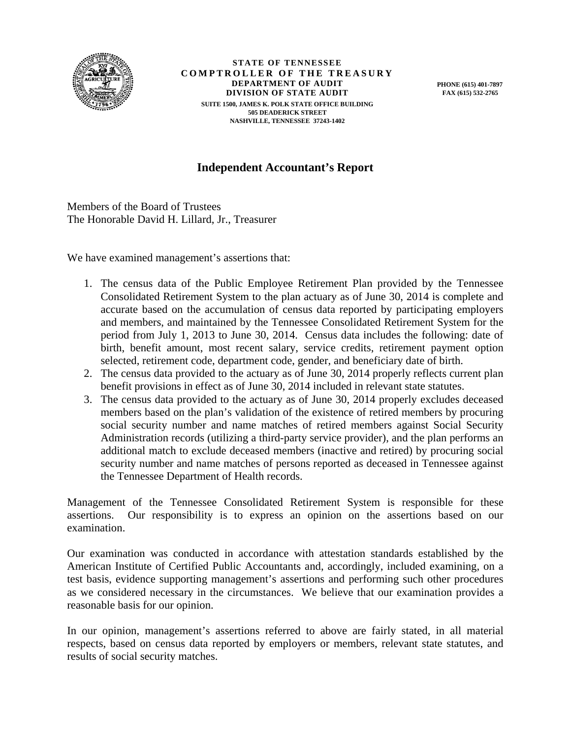**STATE OF TENNESSEE**
**COMPTROLLER OF THE TREASURY**
**DEPARTMENT OF AUDIT**
**DIVISION OF STATE AUDIT**
SUITE 1500, JAMES K. POLK STATE OFFICE BUILDING
505 DEADERICK STREET
NASHVILLE, TENNESSEE 37243-1402

PHONE (615) 401-7897
FAX (615) 532-2765

# Independent Accountant's Report

Members of the Board of Trustees
The Honorable David H. Lillard, Jr., Treasurer

We have examined management's assertions that:

1. The census data of the Public Employee Retirement Plan provided by the Tennessee Consolidated Retirement System to the plan actuary as of June 30, 2014 is complete and accurate based on the accumulation of census data reported by participating employers and members, and maintained by the Tennessee Consolidated Retirement System for the period from July 1, 2013 to June 30, 2014. Census data includes the following: date of birth, benefit amount, most recent salary, service credits, retirement payment option selected, retirement code, department code, gender, and beneficiary date of birth.
2. The census data provided to the actuary as of June 30, 2014 properly reflects current plan benefit provisions in effect as of June 30, 2014 included in relevant state statutes.
3. The census data provided to the actuary as of June 30, 2014 properly excludes deceased members based on the plan's validation of the existence of retired members by procuring social security number and name matches of retired members against Social Security Administration records (utilizing a third-party service provider), and the plan performs an additional match to exclude deceased members (inactive and retired) by procuring social security number and name matches of persons reported as deceased in Tennessee against the Tennessee Department of Health records.

Management of the Tennessee Consolidated Retirement System is responsible for these assertions. Our responsibility is to express an opinion on the assertions based on our examination.

Our examination was conducted in accordance with attestation standards established by the American Institute of Certified Public Accountants and, accordingly, included examining, on a test basis, evidence supporting management's assertions and performing such other procedures as we considered necessary in the circumstances. We believe that our examination provides a reasonable basis for our opinion.

In our opinion, management's assertions referred to above are fairly stated, in all material respects, based on census data reported by employers or members, relevant state statutes, and results of social security matches.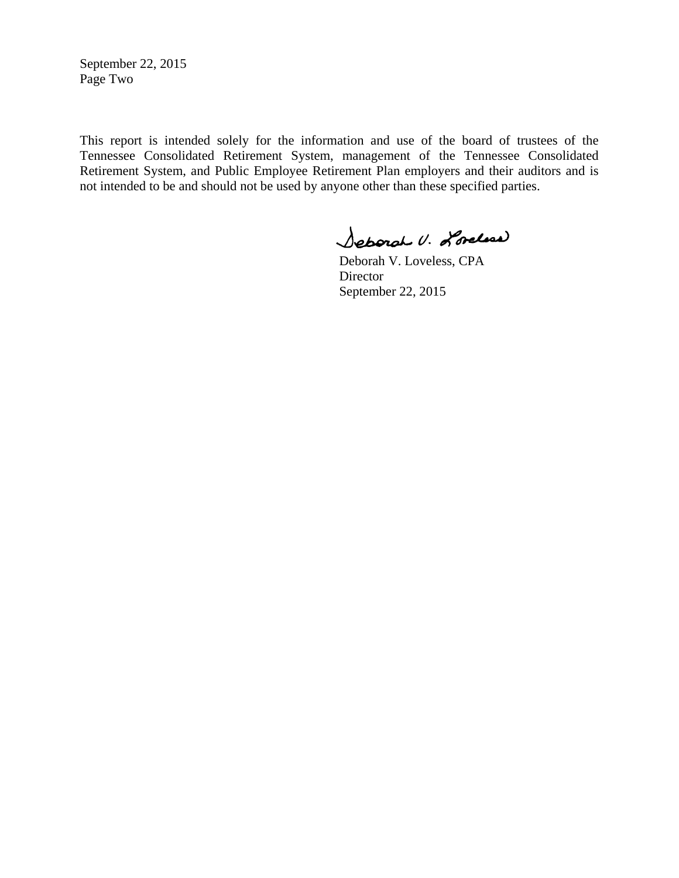September 22, 2015
Page Two

This report is intended solely for the information and use of the board of trustees of the Tennessee Consolidated Retirement System, management of the Tennessee Consolidated Retirement System, and Public Employee Retirement Plan employers and their auditors and is not intended to be and should not be used by anyone other than these specified parties.

Deborah V. Loveless, CPA
Director
September 22, 2015